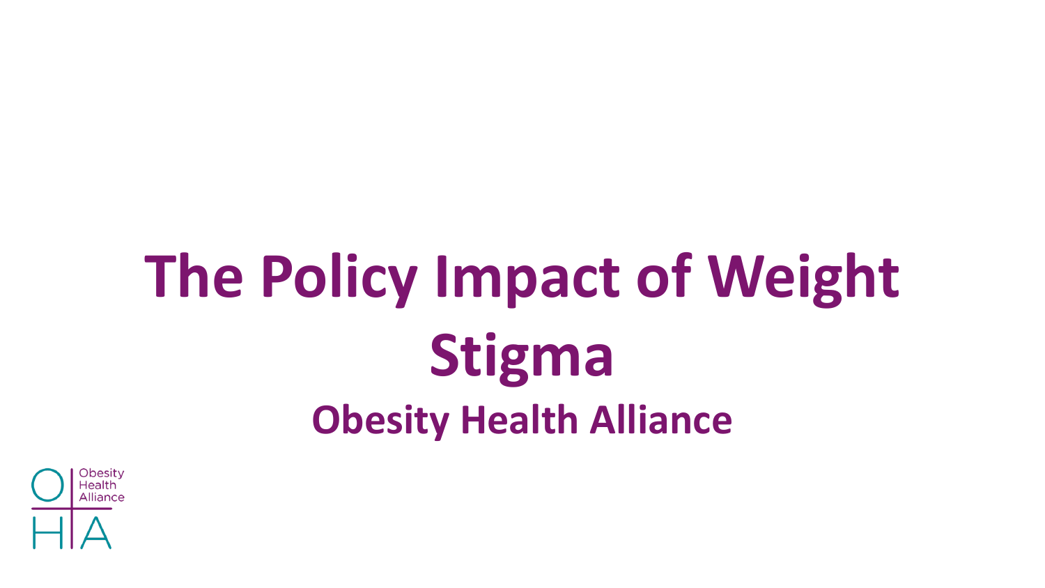# The Policy Impact of Weight Stigma

## Obesity Health Alliance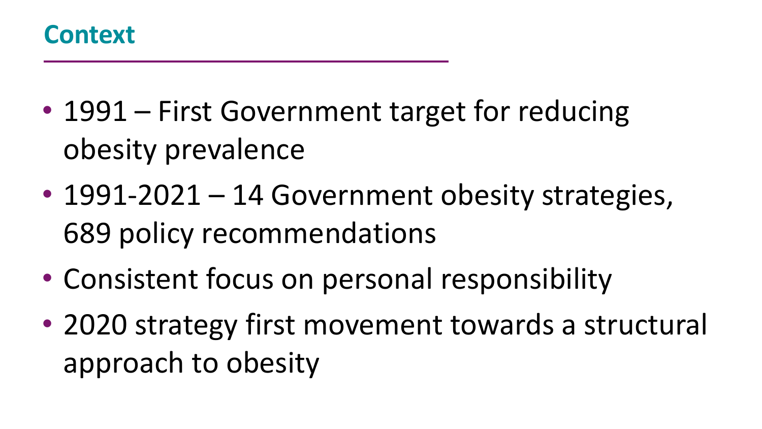## Context

- 1991 – First Government target for reducing obesity prevalence
- 1991-2021 – 14 Government obesity strategies, 689 policy recommendations
- Consistent focus on personal responsibility
- 2020 strategy first movement towards a structural approach to obesity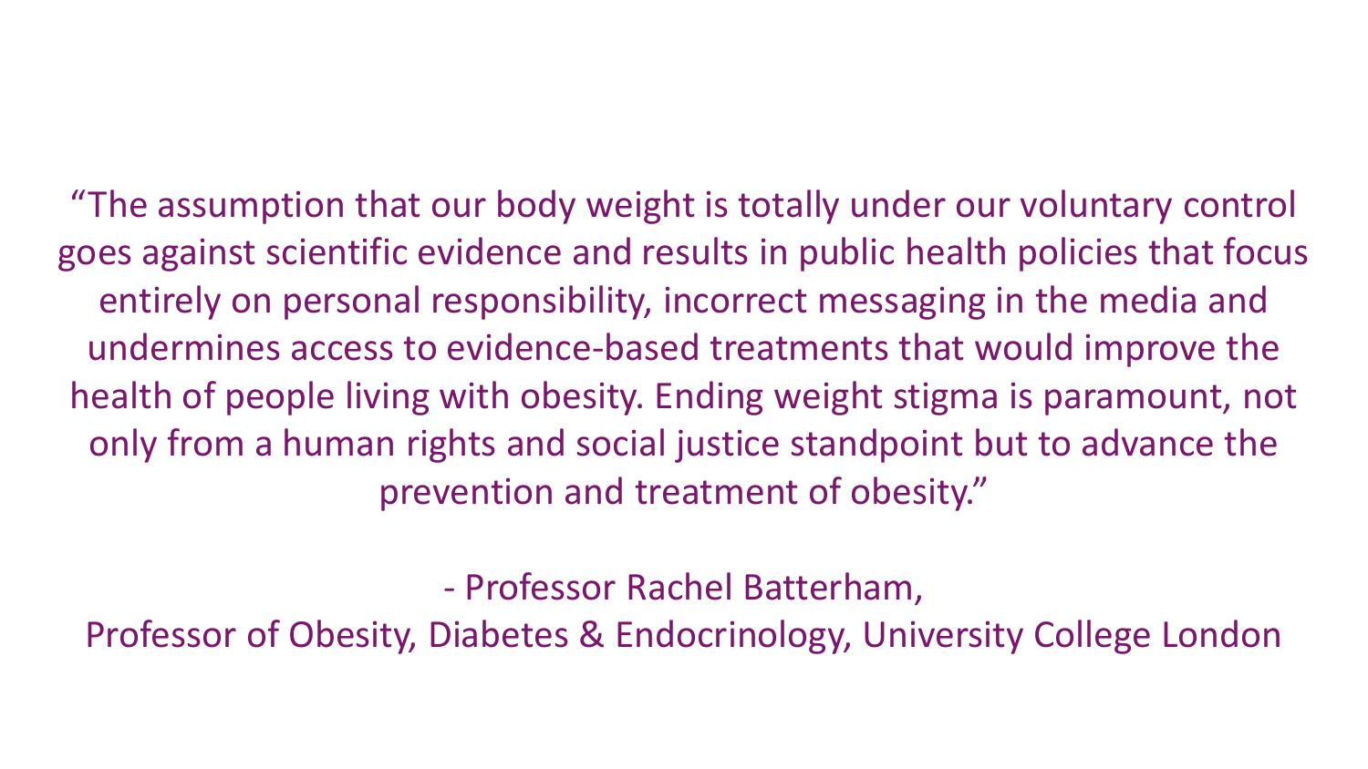"The assumption that our body weight is totally under our voluntary control goes against scientific evidence and results in public health policies that focus entirely on personal responsibility, incorrect messaging in the media and undermines access to evidence-based treatments that would improve the health of people living with obesity. Ending weight stigma is paramount, not only from a human rights and social justice standpoint but to advance the prevention and treatment of obesity."

- Professor Rachel Batterham,
Professor of Obesity, Diabetes & Endocrinology, University College London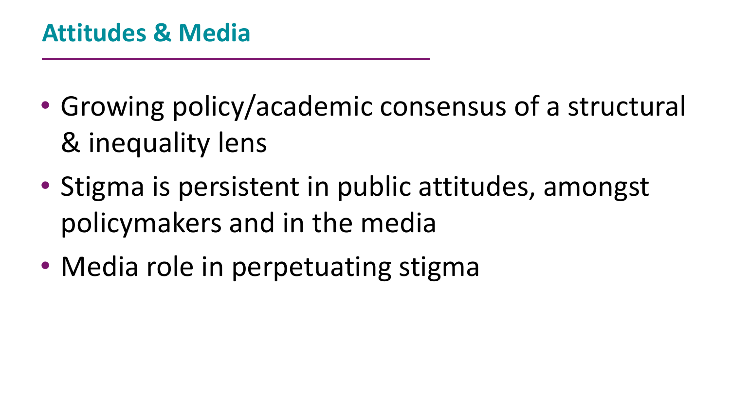## Attitudes & Media

- Growing policy/academic consensus of a structural & inequality lens
- Stigma is persistent in public attitudes, amongst policymakers and in the media
- Media role in perpetuating stigma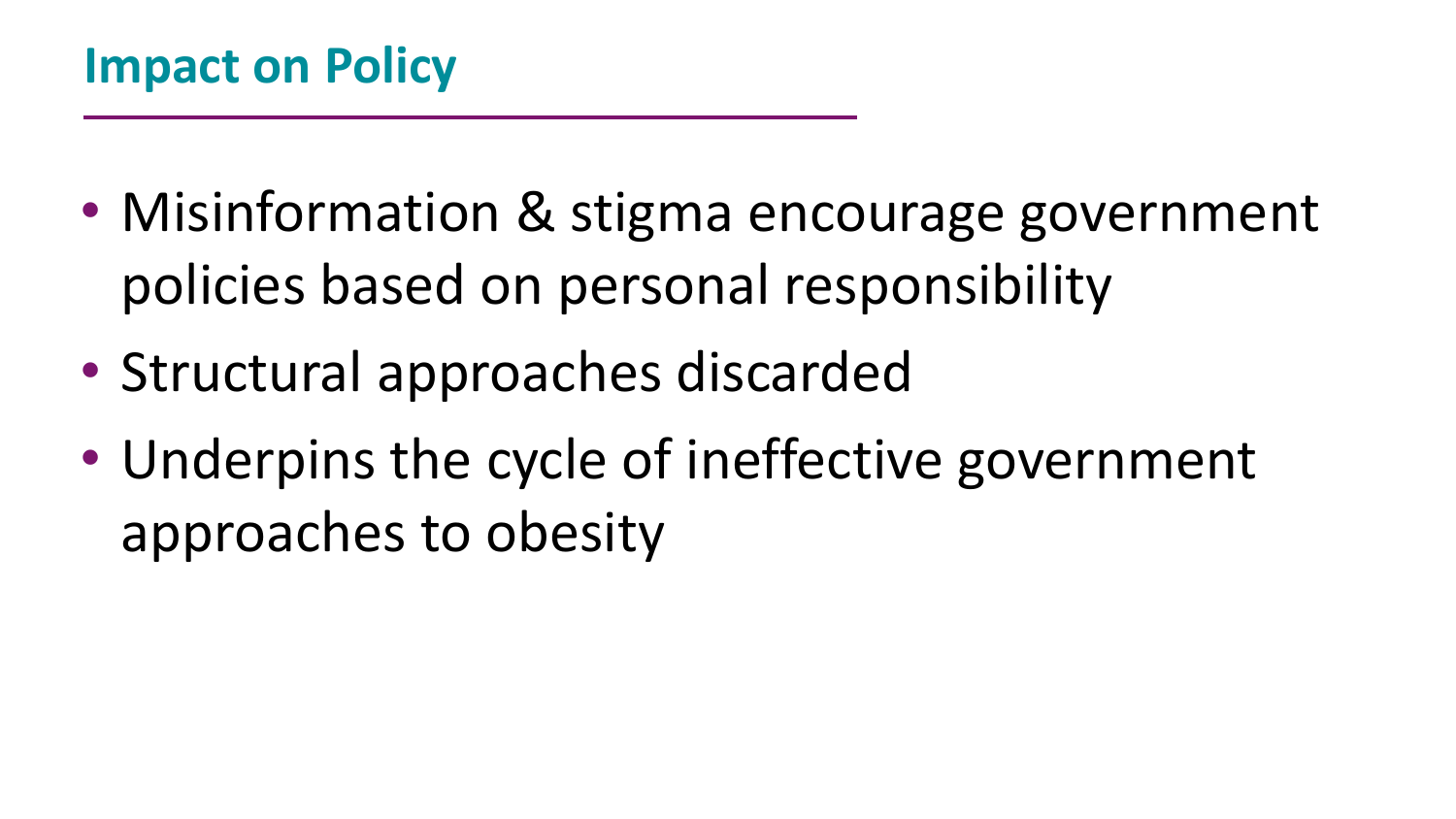## Impact on Policy

- Misinformation & stigma encourage government policies based on personal responsibility
- Structural approaches discarded
- Underpins the cycle of ineffective government approaches to obesity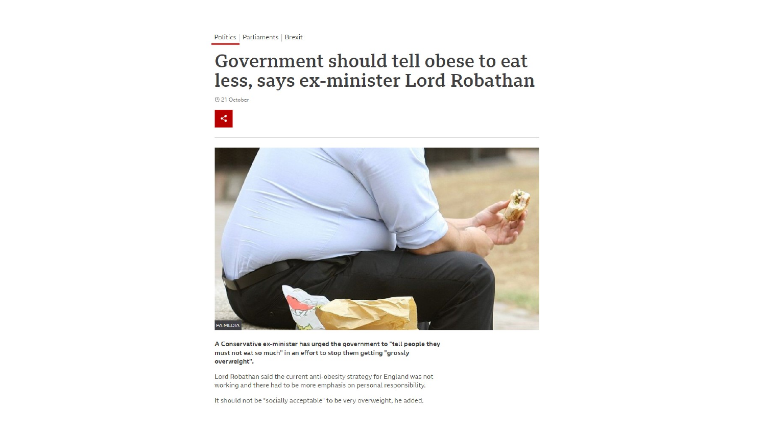Politics | Parliaments | Brexit

# Government should tell obese to eat less, says ex-minister Lord Robathan

21 October

PA MEDIA

**A Conservative ex-minister has urged the government to "tell people they must not eat so much" in an effort to stop them getting "grossly overweight".**

Lord Robathan said the current anti-obesity strategy for England was not working and there had to be more emphasis on personal responsibility.

It should not be "socially acceptable" to be very overweight, he added.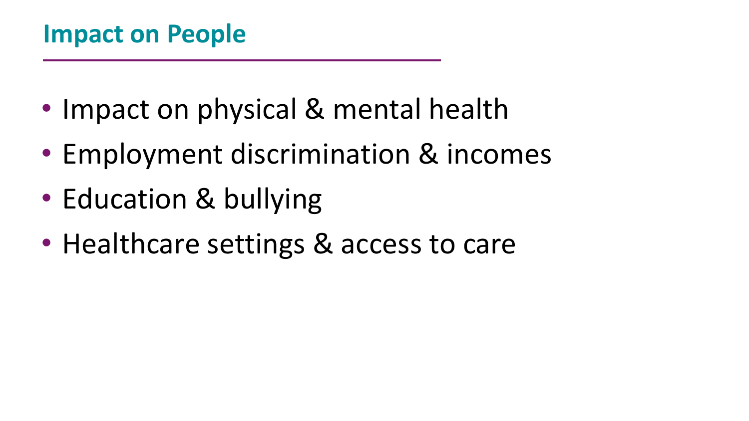## Impact on People

- Impact on physical & mental health
- Employment discrimination & incomes
- Education & bullying
- Healthcare settings & access to care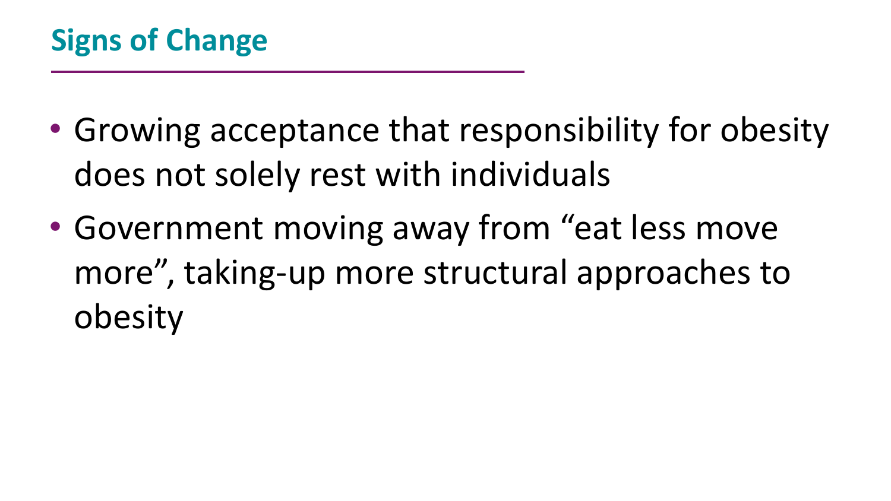## Signs of Change

- Growing acceptance that responsibility for obesity does not solely rest with individuals
- Government moving away from "eat less move more", taking-up more structural approaches to obesity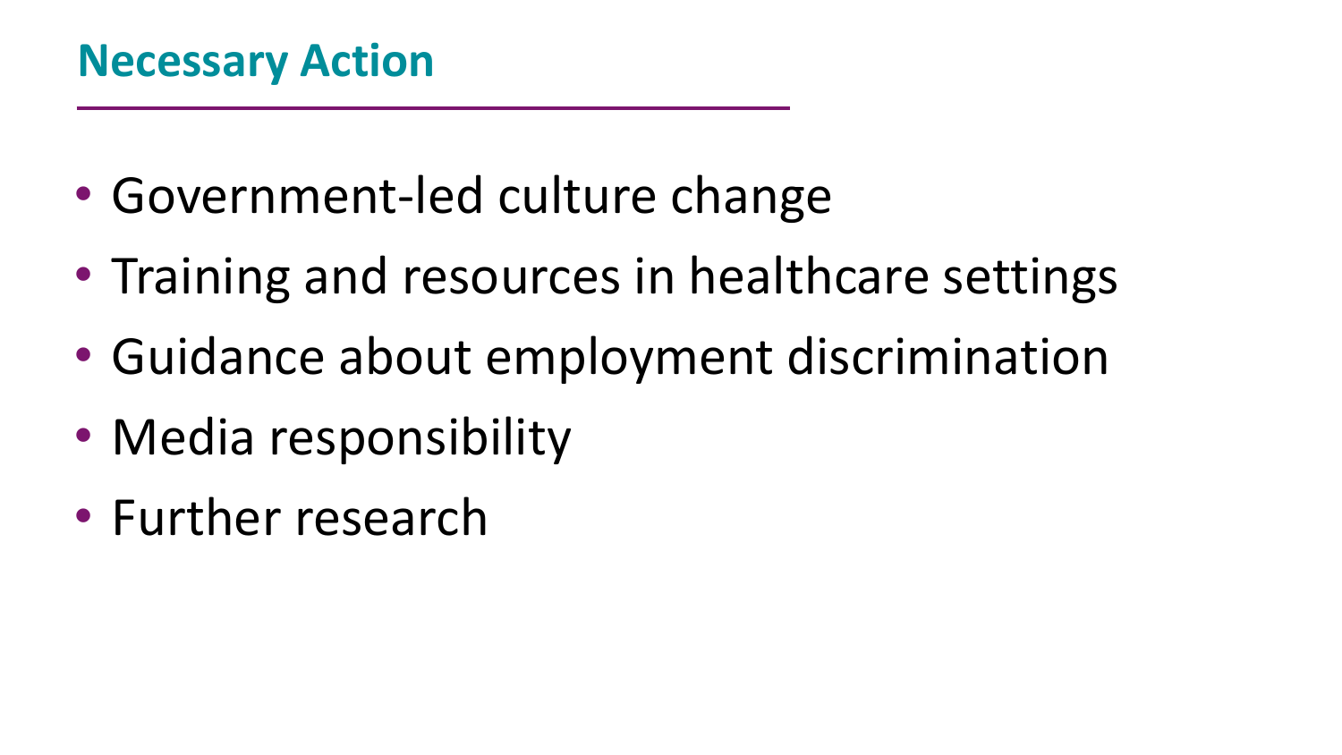## Necessary Action

- Government-led culture change
- Training and resources in healthcare settings
- Guidance about employment discrimination
- Media responsibility
- Further research